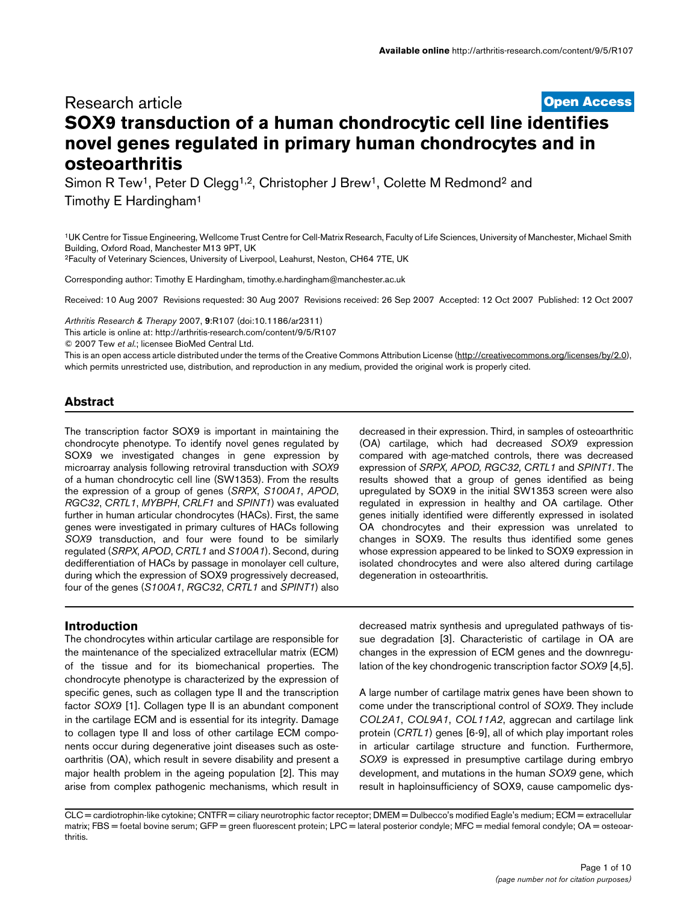Research article

**Open Access**

# SOX9 transduction of a human chondrocytic cell line identifies novel genes regulated in primary human chondrocytes and in osteoarthritis

Simon R Tew[1], Peter D Clegg[1,2], Christopher J Brew[1], Colette M Redmond[2] and Timothy E Hardingham[1]

[1]UK Centre for Tissue Engineering, Wellcome Trust Centre for Cell-Matrix Research, Faculty of Life Sciences, University of Manchester, Michael Smith Building, Oxford Road, Manchester M13 9PT, UK
[2]Faculty of Veterinary Sciences, University of Liverpool, Leahurst, Neston, CH64 7TE, UK

Corresponding author: Timothy E Hardingham, timothy.e.hardingham@manchester.ac.uk

Received: 10 Aug 2007 Revisions requested: 30 Aug 2007 Revisions received: 26 Sep 2007 Accepted: 12 Oct 2007 Published: 12 Oct 2007

*Arthritis Research & Therapy* 2007, **9**:R107 (doi:10.1186/ar2311)
This article is online at: http://arthritis-research.com/content/9/5/R107
© 2007 Tew *et al.*; licensee BioMed Central Ltd.
This is an open access article distributed under the terms of the Creative Commons Attribution License (http://creativecommons.org/licenses/by/2.0), which permits unrestricted use, distribution, and reproduction in any medium, provided the original work is properly cited.

## Abstract

The transcription factor SOX9 is important in maintaining the chondrocyte phenotype. To identify novel genes regulated by SOX9 we investigated changes in gene expression by microarray analysis following retroviral transduction with *SOX9* of a human chondrocytic cell line (SW1353). From the results the expression of a group of genes (*SRPX*, *S100A1*, *APOD*, *RGC32*, *CRTL1*, *MYBPH*, *CRLF1* and *SPINT1*) was evaluated further in human articular chondrocytes (HACs). First, the same genes were investigated in primary cultures of HACs following *SOX9* transduction, and four were found to be similarly regulated (*SRPX*, *APOD*, *CRTL1* and *S100A1*). Second, during dedifferentiation of HACs by passage in monolayer cell culture, during which the expression of SOX9 progressively decreased, four of the genes (*S100A1*, *RGC32*, *CRTL1* and *SPINT1*) also decreased in their expression. Third, in samples of osteoarthritic (OA) cartilage, which had decreased *SOX9* expression compared with age-matched controls, there was decreased expression of *SRPX, APOD, RGC32, CRTL1* and *SPINT1*. The results showed that a group of genes identified as being upregulated by SOX9 in the initial SW1353 screen were also regulated in expression in healthy and OA cartilage. Other genes initially identified were differently expressed in isolated OA chondrocytes and their expression was unrelated to changes in SOX9. The results thus identified some genes whose expression appeared to be linked to SOX9 expression in isolated chondrocytes and were also altered during cartilage degeneration in osteoarthritis.

## Introduction

The chondrocytes within articular cartilage are responsible for the maintenance of the specialized extracellular matrix (ECM) of the tissue and for its biomechanical properties. The chondrocyte phenotype is characterized by the expression of specific genes, such as collagen type II and the transcription factor *SOX9* [1]. Collagen type II is an abundant component in the cartilage ECM and is essential for its integrity. Damage to collagen type II and loss of other cartilage ECM components occur during degenerative joint diseases such as osteoarthritis (OA), which result in severe disability and present a major health problem in the ageing population [2]. This may arise from complex pathogenic mechanisms, which result in decreased matrix synthesis and upregulated pathways of tissue degradation [3]. Characteristic of cartilage in OA are changes in the expression of ECM genes and the downregulation of the key chondrogenic transcription factor *SOX9* [4,5].

A large number of cartilage matrix genes have been shown to come under the transcriptional control of *SOX9*. They include *COL2A1*, *COL9A1*, *COL11A2*, aggrecan and cartilage link protein (*CRTL1*) genes [6-9], all of which play important roles in articular cartilage structure and function. Furthermore, *SOX9* is expressed in presumptive cartilage during embryo development, and mutations in the human *SOX9* gene, which result in haploinsufficiency of SOX9, cause campomelic dys-

CLC = cardiotrophin-like cytokine; CNTFR = ciliary neurotrophic factor receptor; DMEM = Dulbecco's modified Eagle's medium; ECM = extracellular matrix; FBS = foetal bovine serum; GFP = green fluorescent protein; LPC = lateral posterior condyle; MFC = medial femoral condyle; OA = osteoarthritis.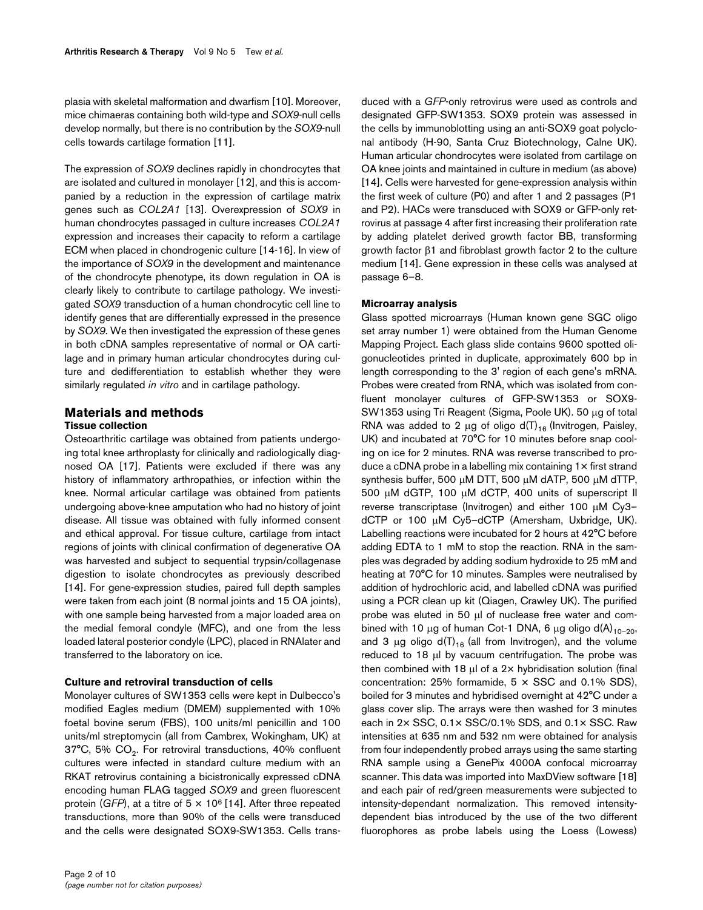plasia with skeletal malformation and dwarfism [10]. Moreover, mice chimaeras containing both wild-type and *SOX9*-null cells develop normally, but there is no contribution by the *SOX9*-null cells towards cartilage formation [11].

The expression of *SOX9* declines rapidly in chondrocytes that are isolated and cultured in monolayer [12], and this is accompanied by a reduction in the expression of cartilage matrix genes such as *COL2A1* [13]. Overexpression of *SOX9* in human chondrocytes passaged in culture increases *COL2A1* expression and increases their capacity to reform a cartilage ECM when placed in chondrogenic culture [14-16]. In view of the importance of *SOX9* in the development and maintenance of the chondrocyte phenotype, its down regulation in OA is clearly likely to contribute to cartilage pathology. We investigated *SOX9* transduction of a human chondrocytic cell line to identify genes that are differentially expressed in the presence by *SOX9*. We then investigated the expression of these genes in both cDNA samples representative of normal or OA cartilage and in primary human articular chondrocytes during culture and dedifferentiation to establish whether they were similarly regulated *in vitro* and in cartilage pathology.

## Materials and methods

### Tissue collection

Osteoarthritic cartilage was obtained from patients undergoing total knee arthroplasty for clinically and radiologically diagnosed OA [17]. Patients were excluded if there was any history of inflammatory arthropathies, or infection within the knee. Normal articular cartilage was obtained from patients undergoing above-knee amputation who had no history of joint disease. All tissue was obtained with fully informed consent and ethical approval. For tissue culture, cartilage from intact regions of joints with clinical confirmation of degenerative OA was harvested and subject to sequential trypsin/collagenase digestion to isolate chondrocytes as previously described [14]. For gene-expression studies, paired full depth samples were taken from each joint (8 normal joints and 15 OA joints), with one sample being harvested from a major loaded area on the medial femoral condyle (MFC), and one from the less loaded lateral posterior condyle (LPC), placed in RNAlater and transferred to the laboratory on ice.

### Culture and retroviral transduction of cells

Monolayer cultures of SW1353 cells were kept in Dulbecco's modified Eagles medium (DMEM) supplemented with 10% foetal bovine serum (FBS), 100 units/ml penicillin and 100 units/ml streptomycin (all from Cambrex, Wokingham, UK) at 37°C, 5% $CO_2$. For retroviral transductions, 40% confluent cultures were infected in standard culture medium with an RKAT retrovirus containing a bicistronically expressed cDNA encoding human FLAG tagged *SOX9* and green fluorescent protein (*GFP*), at a titre of $5 \times 10^6$ [14]. After three repeated transductions, more than 90% of the cells were transduced and the cells were designated SOX9-SW1353. Cells transduced with a *GFP*-only retrovirus were used as controls and designated GFP-SW1353. SOX9 protein was assessed in the cells by immunoblotting using an anti-SOX9 goat polyclonal antibody (H-90, Santa Cruz Biotechnology, Calne UK). Human articular chondrocytes were isolated from cartilage on OA knee joints and maintained in culture in medium (as above) [14]. Cells were harvested for gene-expression analysis within the first week of culture (P0) and after 1 and 2 passages (P1 and P2). HACs were transduced with SOX9 or GFP-only retrovirus at passage 4 after first increasing their proliferation rate by adding platelet derived growth factor BB, transforming growth factor β1 and fibroblast growth factor 2 to the culture medium [14]. Gene expression in these cells was analysed at passage 6–8.

### Microarray analysis

Glass spotted microarrays (Human known gene SGC oligo set array number 1) were obtained from the Human Genome Mapping Project. Each glass slide contains 9600 spotted oligonucleotides printed in duplicate, approximately 600 bp in length corresponding to the 3' region of each gene's mRNA. Probes were created from RNA, which was isolated from confluent monolayer cultures of GFP-SW1353 or SOX9-SW1353 using Tri Reagent (Sigma, Poole UK). 50 μg of total RNA was added to 2 μg of oligo $d(T)_{16}$ (Invitrogen, Paisley, UK) and incubated at 70°C for 10 minutes before snap cooling on ice for 2 minutes. RNA was reverse transcribed to produce a cDNA probe in a labelling mix containing 1× first strand synthesis buffer, 500 μM DTT, 500 μM dATP, 500 μM dTTP, 500 μM dGTP, 100 μM dCTP, 400 units of superscript II reverse transcriptase (Invitrogen) and either 100 μM Cy3–dCTP or 100 μM Cy5–dCTP (Amersham, Uxbridge, UK). Labelling reactions were incubated for 2 hours at 42°C before adding EDTA to 1 mM to stop the reaction. RNA in the samples was degraded by adding sodium hydroxide to 25 mM and heating at 70°C for 10 minutes. Samples were neutralised by addition of hydrochloric acid, and labelled cDNA was purified using a PCR clean up kit (Qiagen, Crawley UK). The purified probe was eluted in 50 μl of nuclease free water and combined with 10 μg of human Cot-1 DNA, 6 μg oligo $d(A)_{10-20}$, and 3 μg oligo $d(T)_{16}$ (all from Invitrogen), and the volume reduced to 18 μl by vacuum centrifugation. The probe was then combined with 18 μl of a 2× hybridisation solution (final concentration: 25% formamide, 5 × SSC and 0.1% SDS), boiled for 3 minutes and hybridised overnight at 42°C under a glass cover slip. The arrays were then washed for 3 minutes each in 2× SSC, 0.1× SSC/0.1% SDS, and 0.1× SSC. Raw intensities at 635 nm and 532 nm were obtained for analysis from four independently probed arrays using the same starting RNA sample using a GenePix 4000A confocal microarray scanner. This data was imported into MaxDView software [18] and each pair of red/green measurements were subjected to intensity-dependant normalization. This removed intensity-dependent bias introduced by the use of the two different fluorophores as probe labels using the Loess (Lowess)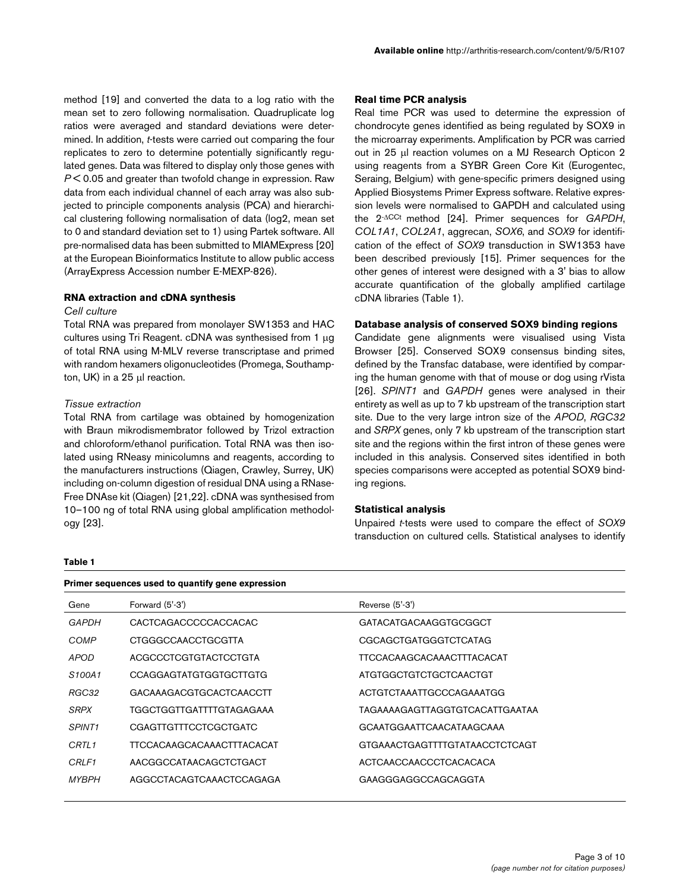method [19] and converted the data to a log ratio with the mean set to zero following normalisation. Quadruplicate log ratios were averaged and standard deviations were determined. In addition, *t*-tests were carried out comparing the four replicates to zero to determine potentially significantly regulated genes. Data was filtered to display only those genes with $P < 0.05$ and greater than twofold change in expression. Raw data from each individual channel of each array was also subjected to principle components analysis (PCA) and hierarchical clustering following normalisation of data (log2, mean set to 0 and standard deviation set to 1) using Partek software. All pre-normalised data has been submitted to MIAMExpress [20] at the European Bioinformatics Institute to allow public access (ArrayExpress Accession number E-MEXP-826).

### RNA extraction and cDNA synthesis

*Cell culture*

Total RNA was prepared from monolayer SW1353 and HAC cultures using Tri Reagent. cDNA was synthesised from 1 μg of total RNA using M-MLV reverse transcriptase and primed with random hexamers oligonucleotides (Promega, Southampton, UK) in a 25 μl reaction.

*Tissue extraction*

Total RNA from cartilage was obtained by homogenization with Braun mikrodismembrator followed by Trizol extraction and chloroform/ethanol purification. Total RNA was then isolated using RNeasy minicolumns and reagents, according to the manufacturers instructions (Qiagen, Crawley, Surrey, UK) including on-column digestion of residual DNA using a RNase-Free DNAse kit (Qiagen) [21,22]. cDNA was synthesised from 10–100 ng of total RNA using global amplification methodology [23].

### Real time PCR analysis

Real time PCR was used to determine the expression of chondrocyte genes identified as being regulated by SOX9 in the microarray experiments. Amplification by PCR was carried out in 25 μl reaction volumes on a MJ Research Opticon 2 using reagents from a SYBR Green Core Kit (Eurogentec, Seraing, Belgium) with gene-specific primers designed using Applied Biosystems Primer Express software. Relative expression levels were normalised to GAPDH and calculated using the $2^{-\Delta CCt}$ method [24]. Primer sequences for *GAPDH*, *COL1A1*, *COL2A1*, aggrecan, *SOX6*, and *SOX9* for identification of the effect of *SOX9* transduction in SW1353 have been described previously [15]. Primer sequences for the other genes of interest were designed with a 3' bias to allow accurate quantification of the globally amplified cartilage cDNA libraries (Table 1).

### Database analysis of conserved SOX9 binding regions

Candidate gene alignments were visualised using Vista Browser [25]. Conserved SOX9 consensus binding sites, defined by the Transfac database, were identified by comparing the human genome with that of mouse or dog using rVista [26]. *SPINT1* and *GAPDH* genes were analysed in their entirety as well as up to 7 kb upstream of the transcription start site. Due to the very large intron size of the *APOD*, *RGC32* and *SRPX* genes, only 7 kb upstream of the transcription start site and the regions within the first intron of these genes were included in this analysis. Conserved sites identified in both species comparisons were accepted as potential SOX9 binding regions.

### Statistical analysis

Unpaired *t*-tests were used to compare the effect of *SOX9* transduction on cultured cells. Statistical analyses to identify

**Table 1**

**Primer sequences used to quantify gene expression**

| Gene | Forward (5'-3') | Reverse (5'-3') |
| --- | --- | --- |
| *GAPDH* | CACTCAGACCCCCACCACAC | GATACATGACAAGGTGCGGCT |
| *COMP* | CTGGGCCAACCTGCGTTA | CGCAGCTGATGGGTCTCATAG |
| *APOD* | ACGCCCTCGTGTACTCCTGTA | TTCCACAAGCACAAACTTTACACAT |
| *S100A1* | CCAGGAGTATGTGGTGCTTGTG | ATGTGGCTGTCTGCTCAACTGT |
| *RGC32* | GACAAAGACGTGCACTCAACCTT | ACTGTCTAAATTGCCCAGAAATGG |
| *SRPX* | TGGCTGGTTGATTTTGTAGAGAAA | TAGAAAAGAGTTAGGTGTCACATTGAATAA |
| *SPINT1* | CGAGTTGTTTCCTCGCTGATC | GCAATGGAATTCAACATAAGCAAA |
| *CRTL1* | TTCCACAAGCACAAACTTTACACAT | GTGAAACTGAGTTTTGTATAACCTCTCAGT |
| *CRLF1* | AACGGCCATAACAGCTCTGACT | ACTCAACCAACCCTCACACACA |
| *MYBPH* | AGGCCTACAGTCAAACTCCAGAGA | GAAGGGAGGCCAGCAGGTA |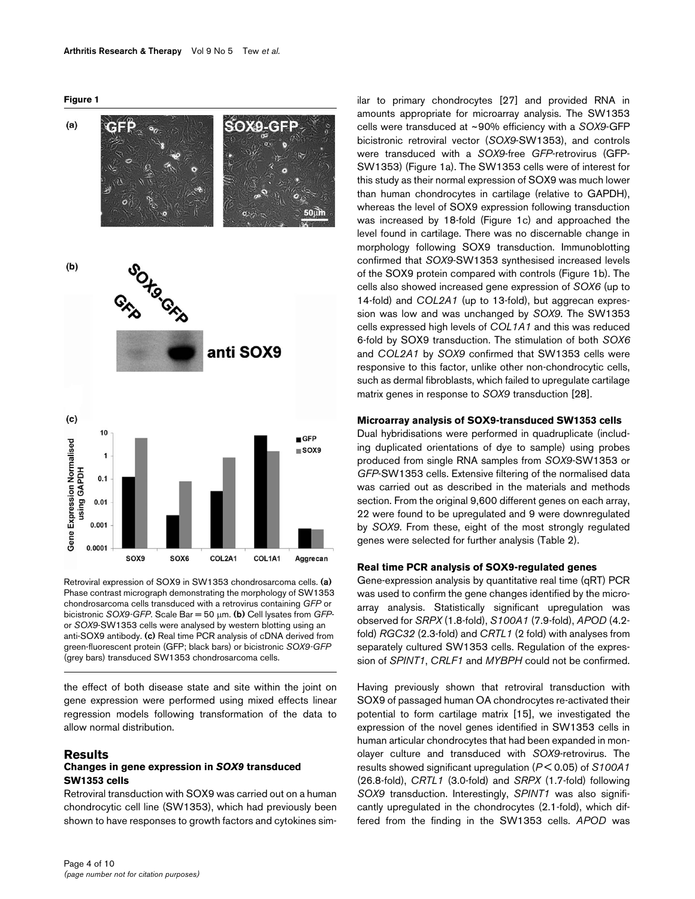**Figure 1**

Retroviral expression of SOX9 in SW1353 chondrosarcoma cells. **(a)** Phase contrast micrograph demonstrating the morphology of SW1353 chondrosarcoma cells transduced with a retrovirus containing *GFP* or bicistronic *SOX9-GFP*. Scale Bar = 50 μm. **(b)** Cell lysates from *GFP*- or *SOX9*-SW1353 cells were analysed by western blotting using an anti-SOX9 antibody. **(c)** Real time PCR analysis of cDNA derived from green-fluorescent protein (GFP; black bars) or bicistronic *SOX9-GFP* (grey bars) transduced SW1353 chondrosarcoma cells.

the effect of both disease state and site within the joint on gene expression were performed using mixed effects linear regression models following transformation of the data to allow normal distribution.

## Results

### Changes in gene expression in *SOX9* transduced SW1353 cells

Retroviral transduction with SOX9 was carried out on a human chondrocytic cell line (SW1353), which had previously been shown to have responses to growth factors and cytokines similar to primary chondrocytes [27] and provided RNA in amounts appropriate for microarray analysis. The SW1353 cells were transduced at ~90% efficiency with a *SOX9*-GFP bicistronic retroviral vector (*SOX9*-SW1353), and controls were transduced with a *SOX9*-free *GFP*-retrovirus (GFP-SW1353) (Figure 1a). The SW1353 cells were of interest for this study as their normal expression of SOX9 was much lower than human chondrocytes in cartilage (relative to GAPDH), whereas the level of SOX9 expression following transduction was increased by 18-fold (Figure 1c) and approached the level found in cartilage. There was no discernable change in morphology following SOX9 transduction. Immunoblotting confirmed that *SOX9*-SW1353 synthesised increased levels of the SOX9 protein compared with controls (Figure 1b). The cells also showed increased gene expression of *SOX6* (up to 14-fold) and *COL2A1* (up to 13-fold), but aggrecan expression was low and was unchanged by *SOX9*. The SW1353 cells expressed high levels of *COL1A1* and this was reduced 6-fold by SOX9 transduction. The stimulation of both *SOX6* and *COL2A1* by *SOX9* confirmed that SW1353 cells were responsive to this factor, unlike other non-chondrocytic cells, such as dermal fibroblasts, which failed to upregulate cartilage matrix genes in response to *SOX9* transduction [28].

### Microarray analysis of SOX9-transduced SW1353 cells

Dual hybridisations were performed in quadruplicate (including duplicated orientations of dye to sample) using probes produced from single RNA samples from *SOX9*-SW1353 or *GFP*-SW1353 cells. Extensive filtering of the normalised data was carried out as described in the materials and methods section. From the original 9,600 different genes on each array, 22 were found to be upregulated and 9 were downregulated by *SOX9*. From these, eight of the most strongly regulated genes were selected for further analysis (Table 2).

### Real time PCR analysis of SOX9-regulated genes

Gene-expression analysis by quantitative real time (qRT) PCR was used to confirm the gene changes identified by the microarray analysis. Statistically significant upregulation was observed for *SRPX* (1.8-fold), *S100A1* (7.9-fold), *APOD* (4.2-fold) *RGC32* (2.3-fold) and *CRTL1* (2 fold) with analyses from separately cultured SW1353 cells. Regulation of the expression of *SPINT1*, *CRLF1* and *MYBPH* could not be confirmed.

Having previously shown that retroviral transduction with SOX9 of passaged human OA chondrocytes re-activated their potential to form cartilage matrix [15], we investigated the expression of the novel genes identified in SW1353 cells in human articular chondrocytes that had been expanded in monolayer culture and transduced with *SOX9*-retrovirus. The results showed significant upregulation ($P < 0.05$) of *S100A1* (26.8-fold), *CRTL1* (3.0-fold) and *SRPX* (1.7-fold) following *SOX9* transduction. Interestingly, *SPINT1* was also significantly upregulated in the chondrocytes (2.1-fold), which differed from the finding in the SW1353 cells. *APOD* was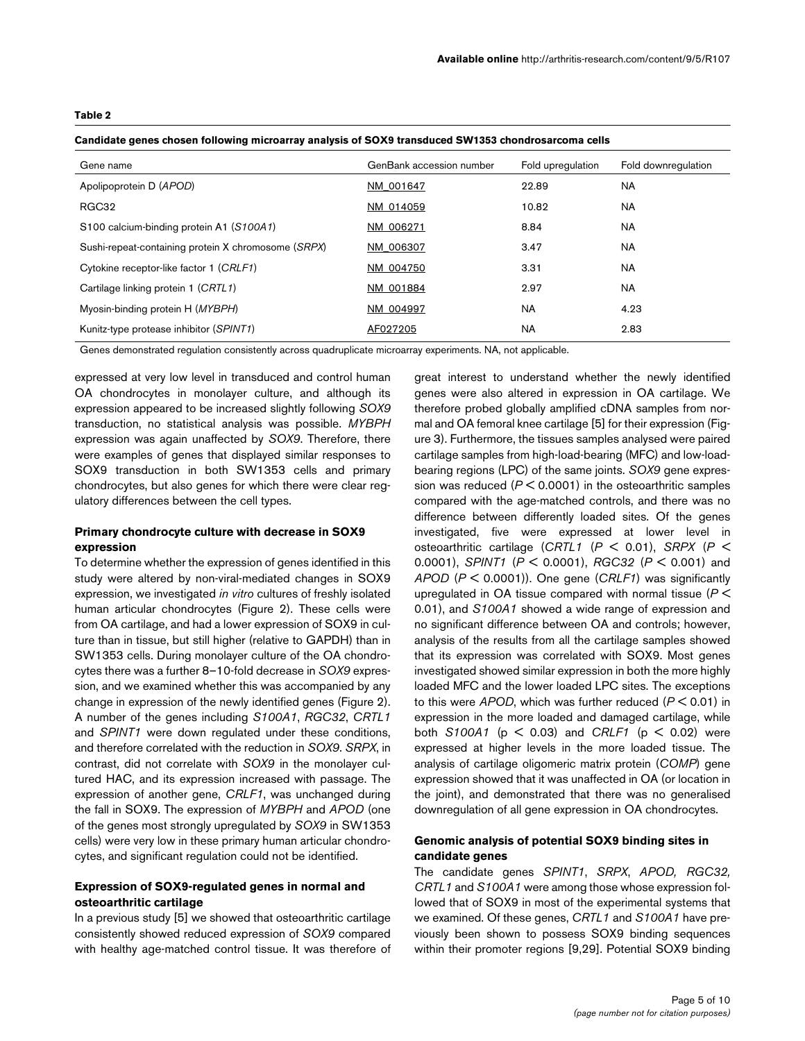**Table 2**

**Candidate genes chosen following microarray analysis of SOX9 transduced SW1353 chondrosarcoma cells**

| Gene name | GenBank accession number | Fold upregulation | Fold downregulation |
| --- | --- | --- | --- |
| Apolipoprotein D (*APOD*) | NM_001647 | 22.89 | NA |
| RGC32 | NM_014059 | 10.82 | NA |
| S100 calcium-binding protein A1 (*S100A1*) | NM_006271 | 8.84 | NA |
| Sushi-repeat-containing protein X chromosome (*SRPX*) | NM_006307 | 3.47 | NA |
| Cytokine receptor-like factor 1 (*CRLF1*) | NM_004750 | 3.31 | NA |
| Cartilage linking protein 1 (*CRTL1*) | NM_001884 | 2.97 | NA |
| Myosin-binding protein H (*MYBPH*) | NM_004997 | NA | 4.23 |
| Kunitz-type protease inhibitor (*SPINT1*) | AF027205 | NA | 2.83 |

Genes demonstrated regulation consistently across quadruplicate microarray experiments. NA, not applicable.

expressed at very low level in transduced and control human OA chondrocytes in monolayer culture, and although its expression appeared to be increased slightly following *SOX9* transduction, no statistical analysis was possible. *MYBPH* expression was again unaffected by *SOX9*. Therefore, there were examples of genes that displayed similar responses to SOX9 transduction in both SW1353 cells and primary chondrocytes, but also genes for which there were clear regulatory differences between the cell types.

### Primary chondrocyte culture with decrease in SOX9 expression

To determine whether the expression of genes identified in this study were altered by non-viral-mediated changes in SOX9 expression, we investigated *in vitro* cultures of freshly isolated human articular chondrocytes (Figure 2). These cells were from OA cartilage, and had a lower expression of SOX9 in culture than in tissue, but still higher (relative to GAPDH) than in SW1353 cells. During monolayer culture of the OA chondrocytes there was a further 8–10-fold decrease in *SOX9* expression, and we examined whether this was accompanied by any change in expression of the newly identified genes (Figure 2). A number of the genes including *S100A1*, *RGC32*, *CRTL1* and *SPINT1* were down regulated under these conditions, and therefore correlated with the reduction in *SOX9*. *SRPX*, in contrast, did not correlate with *SOX9* in the monolayer cultured HAC, and its expression increased with passage. The expression of another gene, *CRLF1*, was unchanged during the fall in SOX9. The expression of *MYBPH* and *APOD* (one of the genes most strongly upregulated by *SOX9* in SW1353 cells) were very low in these primary human articular chondrocytes, and significant regulation could not be identified.

### Expression of SOX9-regulated genes in normal and osteoarthritic cartilage

In a previous study [5] we showed that osteoarthritic cartilage consistently showed reduced expression of *SOX9* compared with healthy age-matched control tissue. It was therefore of great interest to understand whether the newly identified genes were also altered in expression in OA cartilage. We therefore probed globally amplified cDNA samples from normal and OA femoral knee cartilage [5] for their expression (Figure 3). Furthermore, the tissues samples analysed were paired cartilage samples from high-load-bearing (MFC) and low-load-bearing regions (LPC) of the same joints. *SOX9* gene expression was reduced ($P < 0.0001$) in the osteoarthritic samples compared with the age-matched controls, and there was no difference between differently loaded sites. Of the genes investigated, five were expressed at lower level in osteoarthritic cartilage (*CRTL1* ($P < 0.01$), *SRPX* ($P < 0.0001$), *SPINT1* ($P < 0.0001$), *RGC32* ($P < 0.001$) and *APOD* ($P < 0.0001$)). One gene (*CRLF1*) was significantly upregulated in OA tissue compared with normal tissue ($P < 0.01$), and *S100A1* showed a wide range of expression and no significant difference between OA and controls; however, analysis of the results from all the cartilage samples showed that its expression was correlated with SOX9. Most genes investigated showed similar expression in both the more highly loaded MFC and the lower loaded LPC sites. The exceptions to this were *APOD*, which was further reduced ($P < 0.01$) in expression in the more loaded and damaged cartilage, while both *S100A1* ($p < 0.03$) and *CRLF1* ($p < 0.02$) were expressed at higher levels in the more loaded tissue. The analysis of cartilage oligomeric matrix protein (*COMP*) gene expression showed that it was unaffected in OA (or location in the joint), and demonstrated that there was no generalised downregulation of all gene expression in OA chondrocytes.

### Genomic analysis of potential SOX9 binding sites in candidate genes

The candidate genes *SPINT1*, *SRPX*, *APOD, RGC32, CRTL1* and *S100A1* were among those whose expression followed that of SOX9 in most of the experimental systems that we examined. Of these genes, *CRTL1* and *S100A1* have previously been shown to possess SOX9 binding sequences within their promoter regions [9,29]. Potential SOX9 binding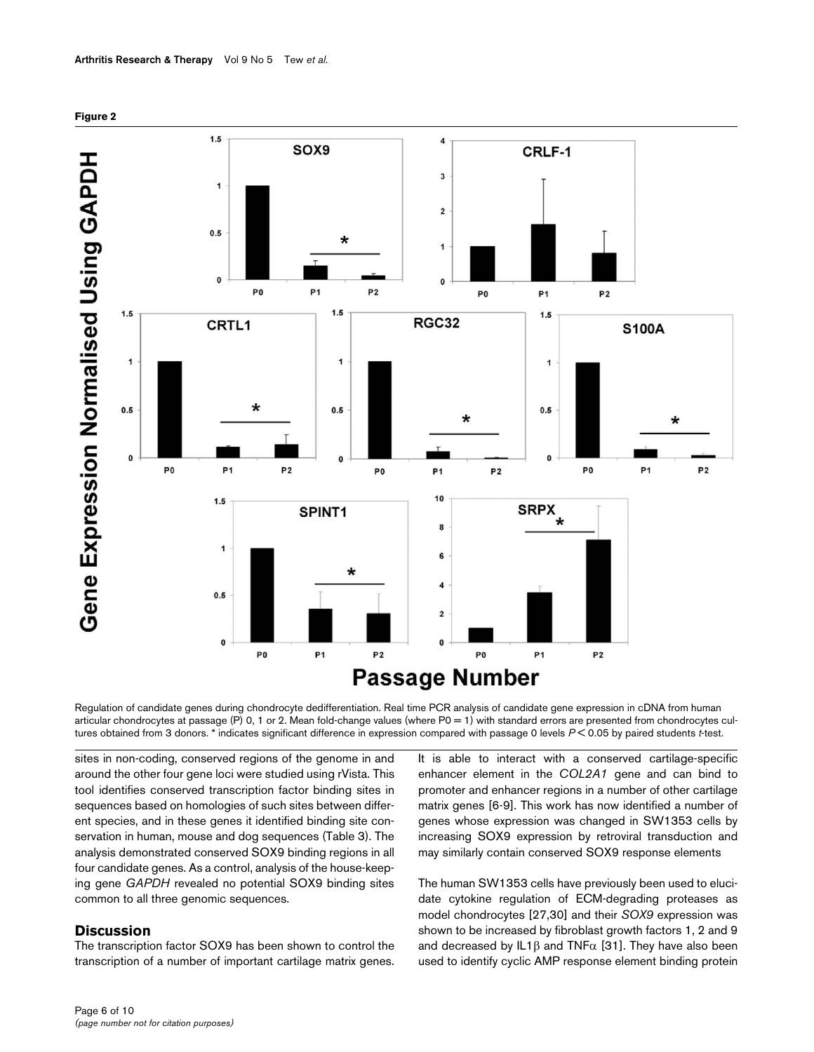**Figure 2**

Regulation of candidate genes during chondrocyte dedifferentiation. Real time PCR analysis of candidate gene expression in cDNA from human articular chondrocytes at passage (P) 0, 1 or 2. Mean fold-change values (where P0 = 1) with standard errors are presented from chondrocytes cultures obtained from 3 donors. * indicates significant difference in expression compared with passage 0 levels $P < 0.05$ by paired students *t*-test.

sites in non-coding, conserved regions of the genome in and around the other four gene loci were studied using rVista. This tool identifies conserved transcription factor binding sites in sequences based on homologies of such sites between different species, and in these genes it identified binding site conservation in human, mouse and dog sequences (Table 3). The analysis demonstrated conserved SOX9 binding regions in all four candidate genes. As a control, analysis of the house-keeping gene *GAPDH* revealed no potential SOX9 binding sites common to all three genomic sequences.

## Discussion

The transcription factor SOX9 has been shown to control the transcription of a number of important cartilage matrix genes. It is able to interact with a conserved cartilage-specific enhancer element in the *COL2A1* gene and can bind to promoter and enhancer regions in a number of other cartilage matrix genes [6-9]. This work has now identified a number of genes whose expression was changed in SW1353 cells by increasing SOX9 expression by retroviral transduction and may similarly contain conserved SOX9 response elements

The human SW1353 cells have previously been used to elucidate cytokine regulation of ECM-degrading proteases as model chondrocytes [27,30] and their *SOX9* expression was shown to be increased by fibroblast growth factors 1, 2 and 9 and decreased by IL1β and TNFα [31]. They have also been used to identify cyclic AMP response element binding protein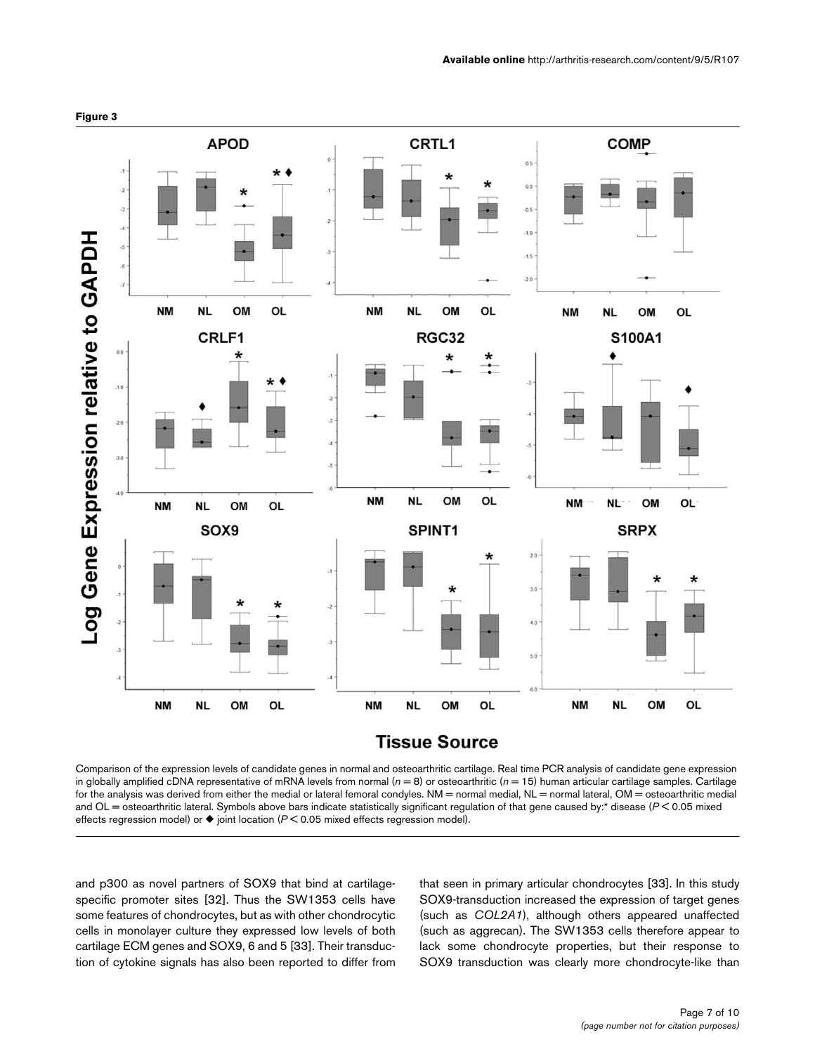**Figure 3**

Comparison of the expression levels of candidate genes in normal and osteoarthritic cartilage. Real time PCR analysis of candidate gene expression in globally amplified cDNA representative of mRNA levels from normal ($n = 8$) or osteoarthritic ($n = 15$) human articular cartilage samples. Cartilage for the analysis was derived from either the medial or lateral femoral condyles. NM = normal medial, NL = normal lateral, OM = osteoarthritic medial and OL = osteoarthritic lateral. Symbols above bars indicate statistically significant regulation of that gene caused by:* disease ($P < 0.05$ mixed effects regression model) or ◆ joint location ($P < 0.05$ mixed effects regression model).

and p300 as novel partners of SOX9 that bind at cartilage-specific promoter sites [32]. Thus the SW1353 cells have some features of chondrocytes, but as with other chondrocytic cells in monolayer culture they expressed low levels of both cartilage ECM genes and SOX9, 6 and 5 [33]. Their transduction of cytokine signals has also been reported to differ from that seen in primary articular chondrocytes [33]. In this study SOX9-transduction increased the expression of target genes (such as *COL2A1*), although others appeared unaffected (such as aggrecan). The SW1353 cells therefore appear to lack some chondrocyte properties, but their response to SOX9 transduction was clearly more chondrocyte-like than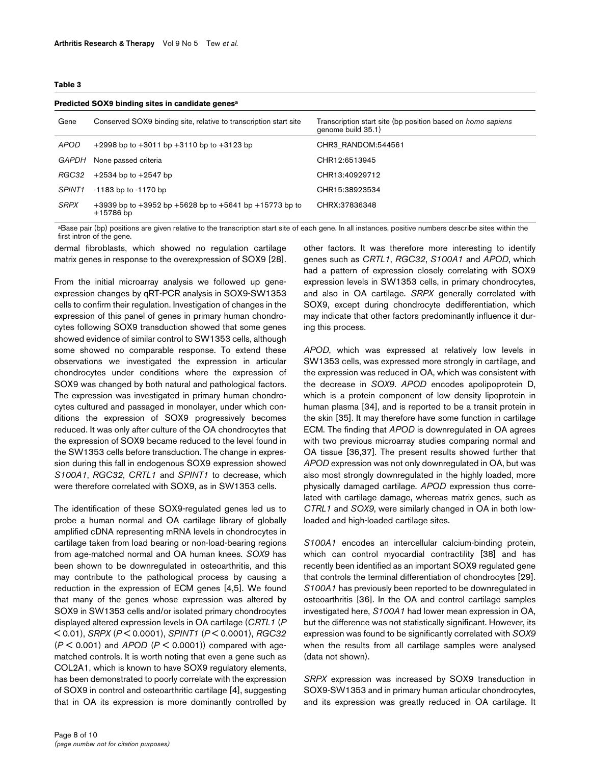**Table 3**

**Predicted SOX9 binding sites in candidate genes[a]**

| Gene | Conserved SOX9 binding site, relative to transcription start site | Transcription start site (bp position based on *homo sapiens* genome build 35.1) |
|---|---|---|
| *APOD* | +2998 bp to +3011 bp +3110 bp to +3123 bp | CHR3_RANDOM:544561 |
| *GAPDH* | None passed criteria | CHR12:6513945 |
| *RGC32* | +2534 bp to +2547 bp | CHR13:40929712 |
| *SPINT1* | -1183 bp to -1170 bp | CHR15:38923534 |
| *SRPX* | +3939 bp to +3952 bp +5628 bp to +5641 bp +15773 bp to +15786 bp | CHRX:37836348 |

[a]Base pair (bp) positions are given relative to the transcription start site of each gene. In all instances, positive numbers describe sites within the first intron of the gene.

dermal fibroblasts, which showed no regulation cartilage matrix genes in response to the overexpression of SOX9 [28].

From the initial microarray analysis we followed up gene-expression changes by qRT-PCR analysis in SOX9-SW1353 cells to confirm their regulation. Investigation of changes in the expression of this panel of genes in primary human chondrocytes following SOX9 transduction showed that some genes showed evidence of similar control to SW1353 cells, although some showed no comparable response. To extend these observations we investigated the expression in articular chondrocytes under conditions where the expression of SOX9 was changed by both natural and pathological factors. The expression was investigated in primary human chondrocytes cultured and passaged in monolayer, under which conditions the expression of SOX9 progressively becomes reduced. It was only after culture of the OA chondrocytes that the expression of SOX9 became reduced to the level found in the SW1353 cells before transduction. The change in expression during this fall in endogenous SOX9 expression showed *S100A1*, *RGC32*, *CRTL1* and *SPINT1* to decrease, which were therefore correlated with SOX9, as in SW1353 cells.

The identification of these SOX9-regulated genes led us to probe a human normal and OA cartilage library of globally amplified cDNA representing mRNA levels in chondrocytes in cartilage taken from load bearing or non-load-bearing regions from age-matched normal and OA human knees. *SOX9* has been shown to be downregulated in osteoarthritis, and this may contribute to the pathological process by causing a reduction in the expression of ECM genes [4,5]. We found that many of the genes whose expression was altered by SOX9 in SW1353 cells and/or isolated primary chondrocytes displayed altered expression levels in OA cartilage (*CRTL1* ($P < 0.01$), *SRPX* ($P < 0.0001$), *SPINT1* ($P < 0.0001$), *RGC32* ($P < 0.001$) and *APOD* ($P < 0.0001$)) compared with age-matched controls. It is worth noting that even a gene such as COL2A1, which is known to have SOX9 regulatory elements, has been demonstrated to poorly correlate with the expression of SOX9 in control and osteoarthritic cartilage [4], suggesting that in OA its expression is more dominantly controlled by other factors. It was therefore more interesting to identify genes such as *CRTL1*, *RGC32*, *S100A1* and *APOD*, which had a pattern of expression closely correlating with SOX9 expression levels in SW1353 cells, in primary chondrocytes, and also in OA cartilage. *SRPX* generally correlated with SOX9, except during chondrocyte dedifferentiation, which may indicate that other factors predominantly influence it during this process.

*APOD*, which was expressed at relatively low levels in SW1353 cells, was expressed more strongly in cartilage, and the expression was reduced in OA, which was consistent with the decrease in *SOX9*. *APOD* encodes apolipoprotein D, which is a protein component of low density lipoprotein in human plasma [34], and is reported to be a transit protein in the skin [35]. It may therefore have some function in cartilage ECM. The finding that *APOD* is downregulated in OA agrees with two previous microarray studies comparing normal and OA tissue [36,37]. The present results showed further that *APOD* expression was not only downregulated in OA, but was also most strongly downregulated in the highly loaded, more physically damaged cartilage. *APOD* expression thus correlated with cartilage damage, whereas matrix genes, such as *CTRL1* and *SOX9*, were similarly changed in OA in both low-loaded and high-loaded cartilage sites.

*S100A1* encodes an intercellular calcium-binding protein, which can control myocardial contractility [38] and has recently been identified as an important SOX9 regulated gene that controls the terminal differentiation of chondrocytes [29]. *S100A1* has previously been reported to be downregulated in osteoarthritis [36]. In the OA and control cartilage samples investigated here, *S100A1* had lower mean expression in OA, but the difference was not statistically significant. However, its expression was found to be significantly correlated with *SOX9* when the results from all cartilage samples were analysed (data not shown).

*SRPX* expression was increased by SOX9 transduction in SOX9-SW1353 and in primary human articular chondrocytes, and its expression was greatly reduced in OA cartilage. It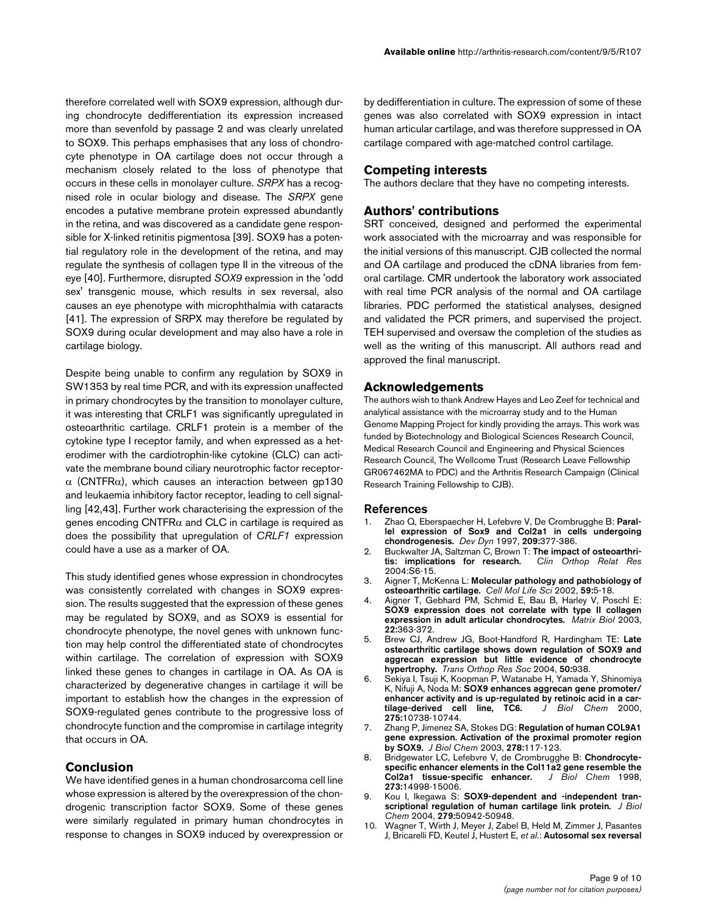therefore correlated well with SOX9 expression, although during chondrocyte dedifferentiation its expression increased more than sevenfold by passage 2 and was clearly unrelated to SOX9. This perhaps emphasises that any loss of chondrocyte phenotype in OA cartilage does not occur through a mechanism closely related to the loss of phenotype that occurs in these cells in monolayer culture. *SRPX* has a recognised role in ocular biology and disease. The *SRPX* gene encodes a putative membrane protein expressed abundantly in the retina, and was discovered as a candidate gene responsible for X-linked retinitis pigmentosa [39]. SOX9 has a potential regulatory role in the development of the retina, and may regulate the synthesis of collagen type II in the vitreous of the eye [40]. Furthermore, disrupted *SOX9* expression in the 'odd sex' transgenic mouse, which results in sex reversal, also causes an eye phenotype with microphthalmia with cataracts [41]. The expression of SRPX may therefore be regulated by SOX9 during ocular development and may also have a role in cartilage biology.

Despite being unable to confirm any regulation by SOX9 in SW1353 by real time PCR, and with its expression unaffected in primary chondrocytes by the transition to monolayer culture, it was interesting that CRLF1 was significantly upregulated in osteoarthritic cartilage. CRLF1 protein is a member of the cytokine type I receptor family, and when expressed as a heterodimer with the cardiotrophin-like cytokine (CLC) can activate the membrane bound ciliary neurotrophic factor receptor-$\alpha$ (CNTFR$\alpha$), which causes an interaction between gp130 and leukaemia inhibitory factor receptor, leading to cell signalling [42,43]. Further work characterising the expression of the genes encoding CNTFR$\alpha$ and CLC in cartilage is required as does the possibility that upregulation of *CRLF1* expression could have a use as a marker of OA.

This study identified genes whose expression in chondrocytes was consistently correlated with changes in SOX9 expression. The results suggested that the expression of these genes may be regulated by SOX9, and as SOX9 is essential for chondrocyte phenotype, the novel genes with unknown function may help control the differentiated state of chondrocytes within cartilage. The correlation of expression with SOX9 linked these genes to changes in cartilage in OA. As OA is characterized by degenerative changes in cartilage it will be important to establish how the changes in the expression of SOX9-regulated genes contribute to the progressive loss of chondrocyte function and the compromise in cartilage integrity that occurs in OA.

## Conclusion

We have identified genes in a human chondrosarcoma cell line whose expression is altered by the overexpression of the chondrogenic transcription factor SOX9. Some of these genes were similarly regulated in primary human chondrocytes in response to changes in SOX9 induced by overexpression or by dedifferentiation in culture. The expression of some of these genes was also correlated with SOX9 expression in intact human articular cartilage, and was therefore suppressed in OA cartilage compared with age-matched control cartilage.

## Competing interests

The authors declare that they have no competing interests.

## Authors' contributions

SRT conceived, designed and performed the experimental work associated with the microarray and was responsible for the initial versions of this manuscript. CJB collected the normal and OA cartilage and produced the cDNA libraries from femoral cartilage. CMR undertook the laboratory work associated with real time PCR analysis of the normal and OA cartilage libraries. PDC performed the statistical analyses, designed and validated the PCR primers, and supervised the project. TEH supervised and oversaw the completion of the studies as well as the writing of this manuscript. All authors read and approved the final manuscript.

## Acknowledgements

The authors wish to thank Andrew Hayes and Leo Zeef for technical and analytical assistance with the microarray study and to the Human Genome Mapping Project for kindly providing the arrays. This work was funded by Biotechnology and Biological Sciences Research Council, Medical Research Council and Engineering and Physical Sciences Research Council, The Wellcome Trust (Research Leave Fellowship GR067462MA to PDC) and the Arthritis Research Campaign (Clinical Research Training Fellowship to CJB).

## References

1. Zhao Q, Eberspaecher H, Lefebvre V, De Crombrugghe B: **Parallel expression of Sox9 and Col2a1 in cells undergoing chondrogenesis.** *Dev Dyn* 1997, **209:**377-386.
2. Buckwalter JA, Saltzman C, Brown T: **The impact of osteoarthritis: implications for research.** *Clin Orthop Relat Res* 2004:S6-15.
3. Aigner T, McKenna L: **Molecular pathology and pathobiology of osteoarthritic cartilage.** *Cell Mol Life Sci* 2002, **59:**5-18.
4. Aigner T, Gebhard PM, Schmid E, Bau B, Harley V, Poschl E: **SOX9 expression does not correlate with type II collagen expression in adult articular chondrocytes.** *Matrix Biol* 2003, **22:**363-372.
5. Brew CJ, Andrew JG, Boot-Handford R, Hardingham TE: **Late osteoarthritic cartilage shows down regulation of SOX9 and aggrecan expression but little evidence of chondrocyte hypertrophy.** *Trans Orthop Res Soc* 2004, **50:**938.
6. Sekiya I, Tsuji K, Koopman P, Watanabe H, Yamada Y, Shinomiya K, Nifuji A, Noda M: **SOX9 enhances aggrecan gene promoter/enhancer activity and is up-regulated by retinoic acid in a cartilage-derived cell line, TC6.** *J Biol Chem* 2000, **275:**10738-10744.
7. Zhang P, Jimenez SA, Stokes DG: **Regulation of human COL9A1 gene expression. Activation of the proximal promoter region by SOX9.** *J Biol Chem* 2003, **278:**117-123.
8. Bridgewater LC, Lefebvre V, de Crombrugghe B: **Chondrocyte-specific enhancer elements in the Col11a2 gene resemble the Col2a1 tissue-specific enhancer.** *J Biol Chem* 1998, **273:**14998-15006.
9. Kou I, Ikegawa S: **SOX9-dependent and -independent transcriptional regulation of human cartilage link protein.** *J Biol Chem* 2004, **279:**50942-50948.
10. Wagner T, Wirth J, Meyer J, Zabel B, Held M, Zimmer J, Pasantes J, Bricarelli FD, Keutel J, Hustert E, *et al.*: **Autosomal sex reversal**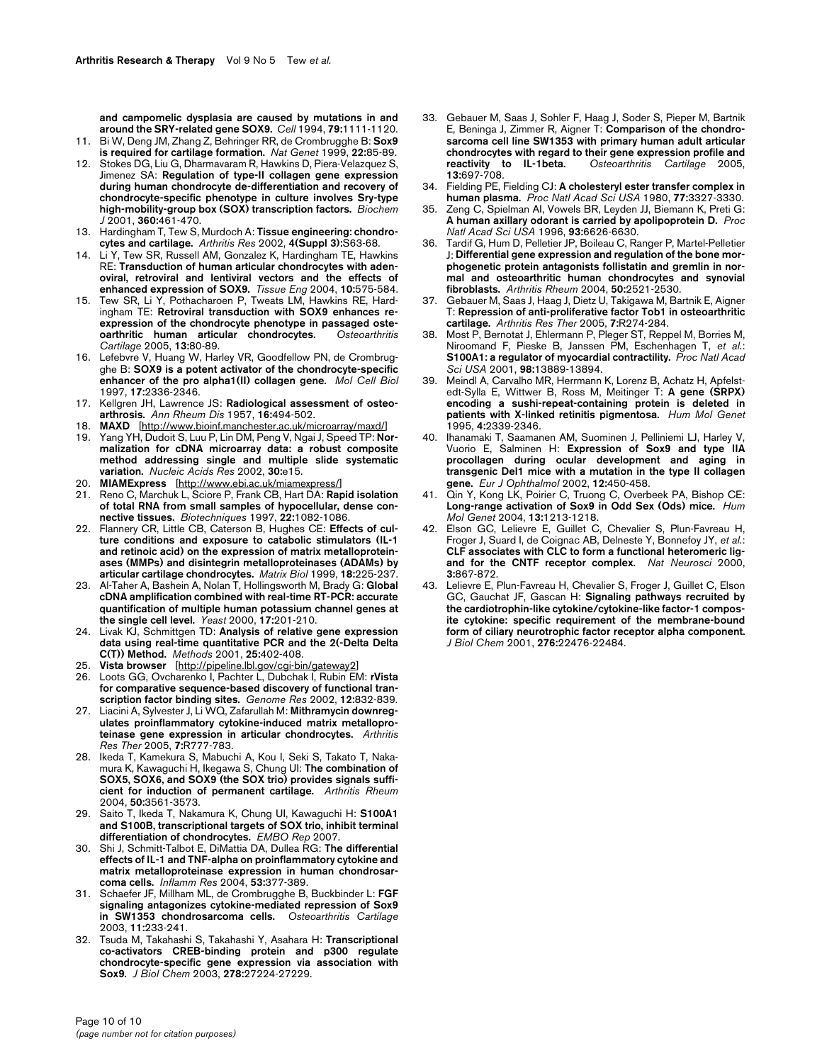and campomelic dysplasia are caused by mutations in and around the SRY-related gene SOX9. *Cell* 1994, 79:1111-1120.

11. Bi W, Deng JM, Zhang Z, Behringer RR, de Crombrugghe B: **Sox9 is required for cartilage formation.** *Nat Genet* 1999, 22:85-89.
12. Stokes DG, Liu G, Dharmavaram R, Hawkins D, Piera-Velazquez S, Jimenez SA: **Regulation of type-II collagen gene expression during human chondrocyte de-differentiation and recovery of chondrocyte-specific phenotype in culture involves Sry-type high-mobility-group box (SOX) transcription factors.** *Biochem J* 2001, 360:461-470.
13. Hardingham T, Tew S, Murdoch A: **Tissue engineering: chondrocytes and cartilage.** *Arthritis Res* 2002, 4(Suppl 3):S63-68.
14. Li Y, Tew SR, Russell AM, Gonzalez K, Hardingham TE, Hawkins RE: **Transduction of human articular chondrocytes with adenoviral, retroviral and lentiviral vectors and the effects of enhanced expression of SOX9.** *Tissue Eng* 2004, 10:575-584.
15. Tew SR, Li Y, Pothacharoen P, Tweats LM, Hawkins RE, Hardingham TE: **Retroviral transduction with SOX9 enhances re-expression of the chondrocyte phenotype in passaged osteoarthritic human articular chondrocytes.** *Osteoarthritis Cartilage* 2005, 13:80-89.
16. Lefebvre V, Huang W, Harley VR, Goodfellow PN, de Crombrugghe B: **SOX9 is a potent activator of the chondrocyte-specific enhancer of the pro alpha1(II) collagen gene.** *Mol Cell Biol* 1997, 17:2336-2346.
17. Kellgren JH, Lawrence JS: **Radiological assessment of osteoarthrosis.** *Ann Rheum Dis* 1957, 16:494-502.
18. **MAXD** [http://www.bioinf.manchester.ac.uk/microarray/maxd/]
19. Yang YH, Dudoit S, Luu P, Lin DM, Peng V, Ngai J, Speed TP: **Normalization for cDNA microarray data: a robust composite method addressing single and multiple slide systematic variation.** *Nucleic Acids Res* 2002, 30:e15.
20. **MIAMExpress** [http://www.ebi.ac.uk/miamexpress/]
21. Reno C, Marchuk L, Sciore P, Frank CB, Hart DA: **Rapid isolation of total RNA from small samples of hypocellular, dense connective tissues.** *Biotechniques* 1997, 22:1082-1086.
22. Flannery CR, Little CB, Caterson B, Hughes CE: **Effects of culture conditions and exposure to catabolic stimulators (IL-1 and retinoic acid) on the expression of matrix metalloproteinases (MMPs) and disintegrin metalloproteinases (ADAMs) by articular cartilage chondrocytes.** *Matrix Biol* 1999, 18:225-237.
23. Al-Taher A, Bashein A, Nolan T, Hollingsworth M, Brady G: **Global cDNA amplification combined with real-time RT-PCR: accurate quantification of multiple human potassium channel genes at the single cell level.** *Yeast* 2000, 17:201-210.
24. Livak KJ, Schmittgen TD: **Analysis of relative gene expression data using real-time quantitative PCR and the 2(-Delta Delta C(T)) Method.** *Methods* 2001, 25:402-408.
25. **Vista browser** [http://pipeline.lbl.gov/cgi-bin/gateway2]
26. Loots GG, Ovcharenko I, Pachter L, Dubchak I, Rubin EM: **rVista for comparative sequence-based discovery of functional transcription factor binding sites.** *Genome Res* 2002, 12:832-839.
27. Liacini A, Sylvester J, Li WQ, Zafarullah M: **Mithramycin downregulates proinflammatory cytokine-induced matrix metalloproteinase gene expression in articular chondrocytes.** *Arthritis Res Ther* 2005, 7:R777-783.
28. Ikeda T, Kamekura S, Mabuchi A, Kou I, Seki S, Takato T, Nakamura K, Kawaguchi H, Ikegawa S, Chung UI: **The combination of SOX5, SOX6, and SOX9 (the SOX trio) provides signals sufficient for induction of permanent cartilage.** *Arthritis Rheum* 2004, 50:3561-3573.
29. Saito T, Ikeda T, Nakamura K, Chung UI, Kawaguchi H: **S100A1 and S100B, transcriptional targets of SOX trio, inhibit terminal differentiation of chondrocytes.** *EMBO Rep* 2007.
30. Shi J, Schmitt-Talbot E, DiMattia DA, Dullea RG: **The differential effects of IL-1 and TNF-alpha on proinflammatory cytokine and matrix metalloproteinase expression in human chondrosarcoma cells.** *Inflamm Res* 2004, 53:377-389.
31. Schaefer JF, Millham ML, de Crombrugghe B, Buckbinder L: **FGF signaling antagonizes cytokine-mediated repression of Sox9 in SW1353 chondrosarcoma cells.** *Osteoarthritis Cartilage* 2003, 11:233-241.
32. Tsuda M, Takahashi S, Takahashi Y, Asahara H: **Transcriptional co-activators CREB-binding protein and p300 regulate chondrocyte-specific gene expression via association with Sox9.** *J Biol Chem* 2003, 278:27224-27229.
33. Gebauer M, Saas J, Sohler F, Haag J, Soder S, Pieper M, Bartnik E, Beninga J, Zimmer R, Aigner T: **Comparison of the chondrosarcoma cell line SW1353 with primary human adult articular chondrocytes with regard to their gene expression profile and reactivity to IL-1beta.** *Osteoarthritis Cartilage* 2005, 13:697-708.
34. Fielding PE, Fielding CJ: **A cholesteryl ester transfer complex in human plasma.** *Proc Natl Acad Sci USA* 1980, 77:3327-3330.
35. Zeng C, Spielman AI, Vowels BR, Leyden JJ, Biemann K, Preti G: **A human axillary odorant is carried by apolipoprotein D.** *Proc Natl Acad Sci USA* 1996, 93:6626-6630.
36. Tardif G, Hum D, Pelletier JP, Boileau C, Ranger P, Martel-Pelletier J: **Differential gene expression and regulation of the bone morphogenetic protein antagonists follistatin and gremlin in normal and osteoarthritic human chondrocytes and synovial fibroblasts.** *Arthritis Rheum* 2004, 50:2521-2530.
37. Gebauer M, Saas J, Haag J, Dietz U, Takigawa M, Bartnik E, Aigner T: **Repression of anti-proliferative factor Tob1 in osteoarthritic cartilage.** *Arthritis Res Ther* 2005, 7:R274-284.
38. Most P, Bernotat J, Ehlermann P, Pleger ST, Reppel M, Borries M, Niroomand F, Pieske B, Janssen PM, Eschenhagen T, *et al.*: **S100A1: a regulator of myocardial contractility.** *Proc Natl Acad Sci USA* 2001, 98:13889-13894.
39. Meindl A, Carvalho MR, Herrmann K, Lorenz B, Achatz H, Apfelstedt-Sylla E, Wittwer B, Ross M, Meitinger T: **A gene (SRPX) encoding a sushi-repeat-containing protein is deleted in patients with X-linked retinitis pigmentosa.** *Hum Mol Genet* 1995, 4:2339-2346.
40. Ihanamaki T, Saamanen AM, Suominen J, Pelliniemi LJ, Harley V, Vuorio E, Salminen H: **Expression of Sox9 and type IIA procollagen during ocular development and aging in transgenic Del1 mice with a mutation in the type II collagen gene.** *Eur J Ophthalmol* 2002, 12:450-458.
41. Qin Y, Kong LK, Poirier C, Truong C, Overbeek PA, Bishop CE: **Long-range activation of Sox9 in Odd Sex (Ods) mice.** *Hum Mol Genet* 2004, 13:1213-1218.
42. Elson GC, Lelievre E, Guillet C, Chevalier S, Plun-Favreau H, Froger J, Suard I, de Coignac AB, Delneste Y, Bonnefoy JY, *et al.*: **CLF associates with CLC to form a functional heteromeric ligand for the CNTF receptor complex.** *Nat Neurosci* 2000, 3:867-872.
43. Lelievre E, Plun-Favreau H, Chevalier S, Froger J, Guillet C, Elson GC, Gauchat JF, Gascan H: **Signaling pathways recruited by the cardiotrophin-like cytokine/cytokine-like factor-1 composite cytokine: specific requirement of the membrane-bound form of ciliary neurotrophic factor receptor alpha component.** *J Biol Chem* 2001, 276:22476-22484.